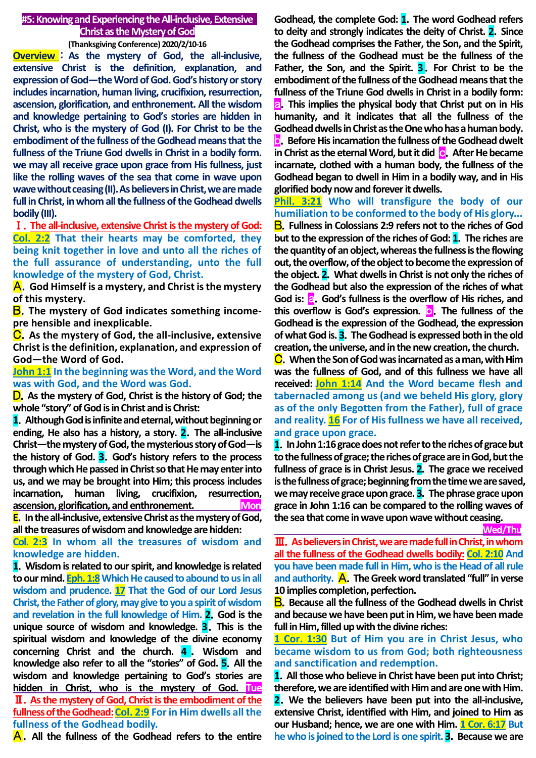## #5: Knowing and Experiencing the All-inclusive, Extensive Christ as the Mystery of God

**(Thanksgiving Conference) 2020/2/10-16**

**Overview**: **As the mystery of God, the all-inclusive, extensive Christ is the definition, explanation, and expression of God—the Word of God. God's history or story includes incarnation, human living, crucifixion, resurrection, ascension, glorification, and enthronement. All the wisdom and knowledge pertaining to God's stories are hidden in Christ, who is the mystery of God (I). For Christ to be the embodiment of the fullness of the Godhead means that the fullness of the Triune God dwells in Christ in a bodily form. we may all receive grace upon grace from His fullness, just like the rolling waves of the sea that come in wave upon wave without ceasing (II). As believers in Christ, we are made full in Christ, in whom all the fullness of the Godhead dwells bodily (III).**

### Ⅰ. The all-inclusive, extensive Christ is the mystery of God:

**Col. 2:2** **That their hearts may be comforted, they being knit together in love and unto all the riches of the full assurance of understanding, unto the full knowledge of the mystery of God, Christ.**

**A.** **God Himself is a mystery, and Christ is the mystery of this mystery.**

**B.** **The mystery of God indicates something incomprehensible and inexplicable.**

**C.** **As the mystery of God, the all-inclusive, extensive Christ is the definition, explanation, and expression of God—the Word of God.**

**John 1:1** **In the beginning was the Word, and the Word was with God, and the Word was God.**

**D.** **As the mystery of God, Christ is the history of God; the whole "story" of God is in Christ and is Christ:**

**1.** **Although God is infinite and eternal, without beginning or ending, He also has a history, a story.** **2.** **The all-inclusive Christ—the mystery of God, the mysterious story of God—is the history of God.** **3.** **God's history refers to the process through which He passed in Christ so that He may enter into us, and we may be brought into Him; this process includes incarnation, human living, crucifixion, resurrection, ascension, glorification, and enthronement.** **Mon**

**E.** **In the all-inclusive, extensive Christ as the mystery of God, all the treasures of wisdom and knowledge are hidden:**

**Col. 2:3** **In whom all the treasures of wisdom and knowledge are hidden.**

**1.** **Wisdom is related to our spirit, and knowledge is related to our mind.** **Eph. 1:8** **Which He caused to abound to us in all wisdom and prudence.** **17** **That the God of our Lord Jesus Christ, the Father of glory, may give to you a spirit of wisdom and revelation in the full knowledge of Him.** **2.** **God is the unique source of wisdom and knowledge.** **3.** **This is the spiritual wisdom and knowledge of the divine economy concerning Christ and the church.** **4.** **Wisdom and knowledge also refer to all the "stories" of God.** **5.** **All the wisdom and knowledge pertaining to God's stories are hidden in Christ, who is the mystery of God.** **Tue**

### Ⅱ. As the mystery of God, Christ is the embodiment of the fullness of the Godhead: Col. 2:9 For in Him dwells all the fullness of the Godhead bodily.

**A.** **All the fullness of the Godhead refers to the entire Godhead, the complete God:** **1.** **The word Godhead refers to deity and strongly indicates the deity of Christ.** **2.** **Since the Godhead comprises the Father, the Son, and the Spirit, the fullness of the Godhead must be the fullness of the Father, the Son, and the Spirit.** **3.** **For Christ to be the embodiment of the fullness of the Godhead means that the fullness of the Triune God dwells in Christ in a bodily form:** **a.** **This implies the physical body that Christ put on in His humanity, and it indicates that all the fullness of the Godhead dwells in Christ as the One who has a human body.** **b.** **Before His incarnation the fullness of the Godhead dwelt in Christ as the eternal Word, but it did** **c.** **After He became incarnate, clothed with a human body, the fullness of the Godhead began to dwell in Him in a bodily way, and in His glorified body now and forever it dwells.**

**Phil. 3:21** **Who will transfigure the body of our humiliation to be conformed to the body of His glory...**

**B.** **Fullness in Colossians 2:9 refers not to the riches of God but to the expression of the riches of God:** **1.** **The riches are the quantity of an object, whereas the fullness is the flowing out, the overflow, of the object to become the expression of the object.** **2.** **What dwells in Christ is not only the riches of the Godhead but also the expression of the riches of what God is:** **a.** **God's fullness is the overflow of His riches, and this overflow is God's expression.** **b.** **The fullness of the Godhead is the expression of the Godhead, the expression of what God is.** **3.** **The Godhead is expressed both in the old creation, the universe, and in the new creation, the church.**

**C.** **When the Son of God was incarnated as a man, with Him was the fullness of God, and of this fullness we have all received:** **John 1:14** **And the Word became flesh and tabernacled among us (and we beheld His glory, glory as of the only Begotten from the Father), full of grace and reality.** **16** **For of His fullness we have all received, and grace upon grace.**

**1.** **In John 1:16 grace does not refer to the riches of grace but to the fullness of grace; the riches of grace are in God, but the fullness of grace is in Christ Jesus.** **2.** **The grace we received is the fullness of grace; beginning from the time we are saved, we may receive grace upon grace.** **3.** **The phrase grace upon grace in John 1:16 can be compared to the rolling waves of the sea that come in wave upon wave without ceasing.** **Wed/Thu**

### Ⅲ. As believers in Christ, we are made full in Christ, in whom all the fullness of the Godhead dwells bodily: Col. 2:10 And you have been made full in Him, who is the Head of all rule and authority.

**A.** **The Greek word translated "full" in verse 10 implies completion, perfection.**

**B.** **Because all the fullness of the Godhead dwells in Christ and because we have been put in Him, we have been made full in Him, filled up with the divine riches:**

**1 Cor. 1:30** **But of Him you are in Christ Jesus, who became wisdom to us from God; both righteousness and sanctification and redemption.**

**1.** **All those who believe in Christ have been put into Christ; therefore, we are identified with Him and are one with Him.** **2.** **We the believers have been put into the all-inclusive, extensive Christ, identified with Him, and joined to Him as our Husband; hence, we are one with Him.** **1 Cor. 6:17** **But he who is joined to the Lord is one spirit.** **3.** **Because we are**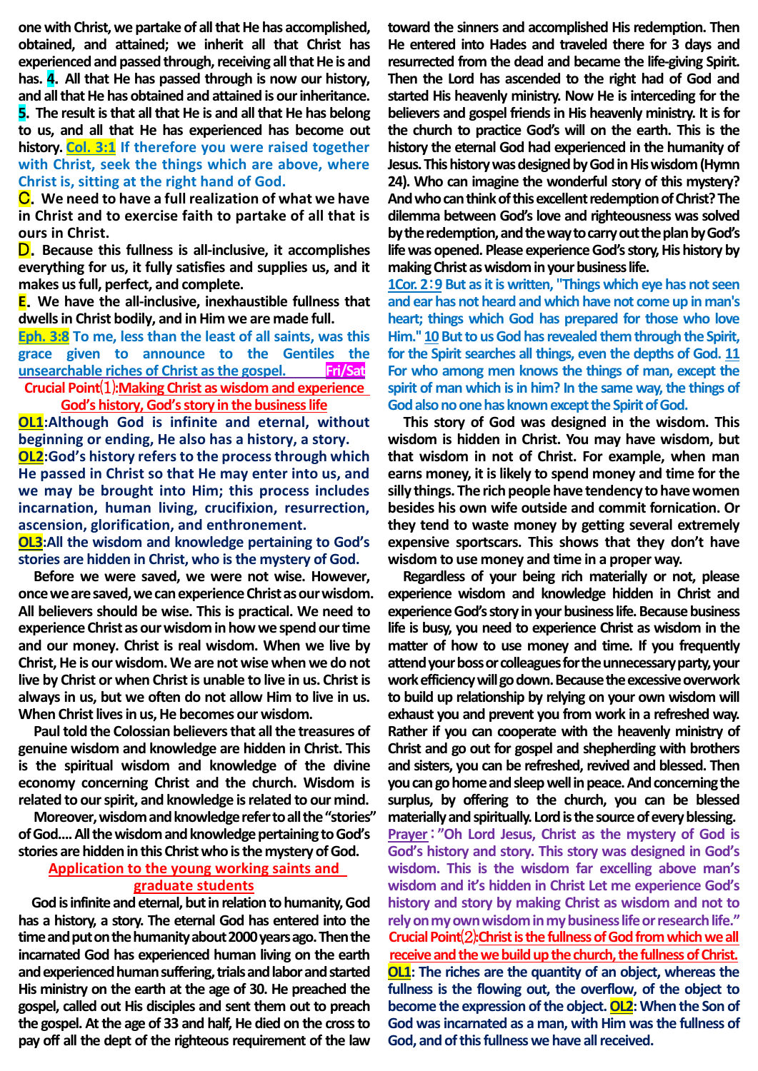one with Christ, we partake of all that He has accomplished, obtained, and attained; we inherit all that Christ has experienced and passed through, receiving all that He is and has. **4**. All that He has passed through is now our history, and all that He has obtained and attained is our inheritance. **5**. The result is that all that He is and all that He has belong to us, and all that He has experienced has become out history. **Col. 3:1 If therefore you were raised together with Christ, seek the things which are above, where Christ is, sitting at the right hand of God.**

**C**. We need to have a full realization of what we have in Christ and to exercise faith to partake of all that is ours in Christ.

**D**. Because this fullness is all-inclusive, it accomplishes everything for us, it fully satisfies and supplies us, and it makes us full, perfect, and complete.

**E**. We have the all-inclusive, inexhaustible fullness that dwells in Christ bodily, and in Him we are made full.

**Eph. 3:8 To me, less than the least of all saints, was this grace given to announce to the Gentiles the unsearchable riches of Christ as the gospel.** **Fri/Sat**

## Crucial Point⑴:Making Christ as wisdom and experience God's history, God's story in the business life

**OL1**:Although God is infinite and eternal, without beginning or ending, He also has a history, a story.

**OL2**:God's history refers to the process through which He passed in Christ so that He may enter into us, and we may be brought into Him; this process includes incarnation, human living, crucifixion, resurrection, ascension, glorification, and enthronement.

**OL3**:All the wisdom and knowledge pertaining to God's stories are hidden in Christ, who is the mystery of God.

Before we were saved, we were not wise. However, once we are saved, we can experience Christ as our wisdom. All believers should be wise. This is practical. We need to experience Christ as our wisdom in how we spend our time and our money. Christ is real wisdom. When we live by Christ, He is our wisdom. We are not wise when we do not live by Christ or when Christ is unable to live in us. Christ is always in us, but we often do not allow Him to live in us. When Christ lives in us, He becomes our wisdom.

Paul told the Colossian believers that all the treasures of genuine wisdom and knowledge are hidden in Christ. This is the spiritual wisdom and knowledge of the divine economy concerning Christ and the church. Wisdom is related to our spirit, and knowledge is related to our mind.

Moreover, wisdom and knowledge refer to all the "stories" of God.... All the wisdom and knowledge pertaining to God's stories are hidden in this Christ who is the mystery of God.

### Application to the young working saints and graduate students

God is infinite and eternal, but in relation to humanity, God has a history, a story. The eternal God has entered into the time and put on the humanity about 2000 years ago. Then the incarnated God has experienced human living on the earth and experienced human suffering, trials and labor and started His ministry on the earth at the age of 30. He preached the gospel, called out His disciples and sent them out to preach the gospel. At the age of 33 and half, He died on the cross to pay off all the dept of the righteous requirement of the law toward the sinners and accomplished His redemption. Then He entered into Hades and traveled there for 3 days and resurrected from the dead and became the life-giving Spirit. Then the Lord has ascended to the right had of God and started His heavenly ministry. Now He is interceding for the believers and gospel friends in His heavenly ministry. It is for the church to practice God's will on the earth. This is the history the eternal God had experienced in the humanity of Jesus. This history was designed by God in His wisdom (Hymn 24). Who can imagine the wonderful story of this mystery? And who can think of this excellent redemption of Christ? The dilemma between God's love and righteousness was solved by the redemption, and the way to carry out the plan by God's life was opened. Please experience God's story, His history by making Christ as wisdom in your business life.

**1Cor. 2:9 But as it is written, "Things which eye has not seen and ear has not heard and which have not come up in man's heart; things which God has prepared for those who love Him." 10 But to us God has revealed them through the Spirit, for the Spirit searches all things, even the depths of God. 11 For who among men knows the things of man, except the spirit of man which is in him? In the same way, the things of God also no one has known except the Spirit of God.**

This story of God was designed in the wisdom. This wisdom is hidden in Christ. You may have wisdom, but that wisdom in not of Christ. For example, when man earns money, it is likely to spend money and time for the silly things. The rich people have tendency to have women besides his own wife outside and commit fornication. Or they tend to waste money by getting several extremely expensive sportscars. This shows that they don't have wisdom to use money and time in a proper way.

Regardless of your being rich materially or not, please experience wisdom and knowledge hidden in Christ and experience God's story in your business life. Because business life is busy, you need to experience Christ as wisdom in the matter of how to use money and time. If you frequently attend your boss or colleagues for the unnecessary party, your work efficiency will go down. Because the excessive overwork to build up relationship by relying on your own wisdom will exhaust you and prevent you from work in a refreshed way. Rather if you can cooperate with the heavenly ministry of Christ and go out for gospel and shepherding with brothers and sisters, you can be refreshed, revived and blessed. Then you can go home and sleep well in peace. And concerning the surplus, by offering to the church, you can be blessed materially and spiritually. Lord is the source of every blessing.

**Prayer: "Oh Lord Jesus, Christ as the mystery of God is God's history and story. This story was designed in God's wisdom. This is the wisdom far excelling above man's wisdom and it's hidden in Christ Let me experience God's history and story by making Christ as wisdom and not to rely on my own wisdom in my business life or research life."**

## Crucial Point⑵:Christ is the fullness of God from which we all receive and the we build up the church, the fullness of Christ.

**OL1**: The riches are the quantity of an object, whereas the fullness is the flowing out, the overflow, of the object to become the expression of the object. **OL2**: When the Son of God was incarnated as a man, with Him was the fullness of God, and of this fullness we have all received.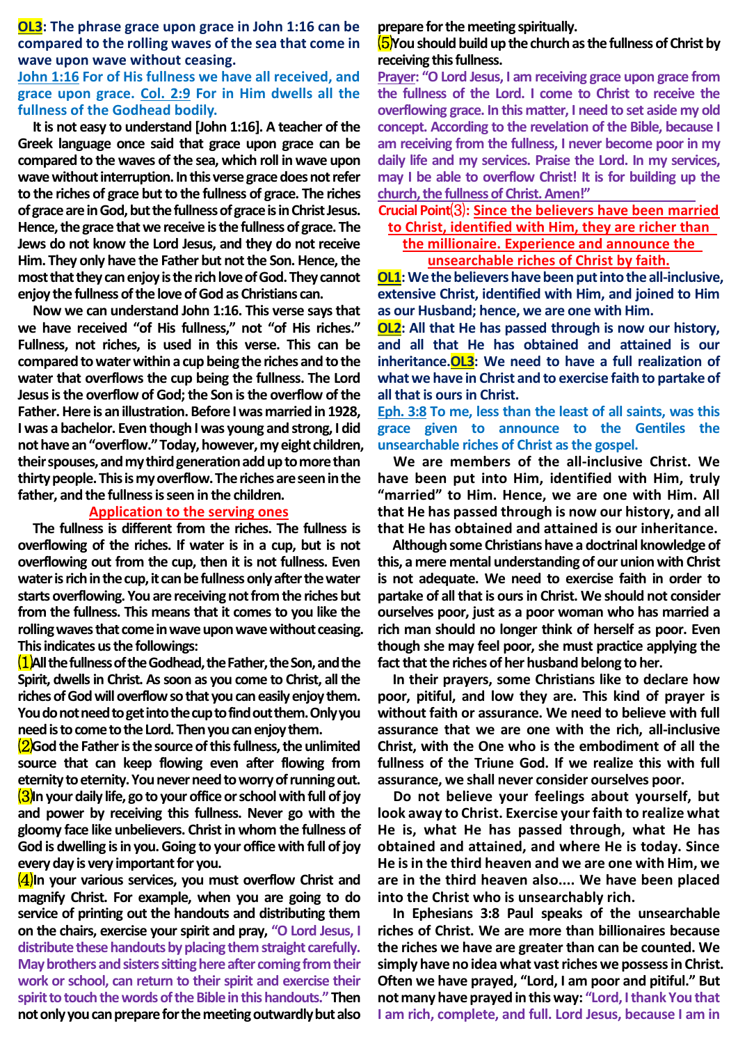**OL3: The phrase grace upon grace in John 1:16 can be compared to the rolling waves of the sea that come in wave upon wave without ceasing.**

**John 1:16 For of His fullness we have all received, and grace upon grace. Col. 2:9 For in Him dwells all the fullness of the Godhead bodily.**

**It is not easy to understand [John 1:16]. A teacher of the Greek language once said that grace upon grace can be compared to the waves of the sea, which roll in wave upon wave without interruption. In this verse grace does not refer to the riches of grace but to the fullness of grace. The riches of grace are in God, but the fullness of grace is in Christ Jesus. Hence, the grace that we receive is the fullness of grace. The Jews do not know the Lord Jesus, and they do not receive Him. They only have the Father but not the Son. Hence, the most that they can enjoy is the rich love of God. They cannot enjoy the fullness of the love of God as Christians can.**

**Now we can understand John 1:16. This verse says that we have received "of His fullness," not "of His riches." Fullness, not riches, is used in this verse. This can be compared to water within a cup being the riches and to the water that overflows the cup being the fullness. The Lord Jesus is the overflow of God; the Son is the overflow of the Father. Here is an illustration. Before I was married in 1928, I was a bachelor. Even though I was young and strong, I did not have an "overflow." Today, however, my eight children, their spouses, and my third generation add up to more than thirty people. This is my overflow. The riches are seen in the father, and the fullness is seen in the children.**

## Application to the serving ones

The fullness is different from the riches. The fullness is overflowing of the riches. If water is in a cup, but is not overflowing out from the cup, then it is not fullness. Even water is rich in the cup, it can be fullness only after the water starts overflowing. You are receiving not from the riches but from the fullness. This means that it comes to you like the rolling waves that come in wave upon wave without ceasing. This indicates us the followings:

⑴All the fullness of the Godhead, the Father, the Son, and the Spirit, dwells in Christ. As soon as you come to Christ, all the riches of God will overflow so that you can easily enjoy them. You do not need to get into the cup to find out them. Only you need is to come to the Lord. Then you can enjoy them.

⑵God the Father is the source of this fullness, the unlimited source that can keep flowing even after flowing from eternity to eternity. You never need to worry of running out.

⑶In your daily life, go to your office or school with full of joy and power by receiving this fullness. Never go with the gloomy face like unbelievers. Christ in whom the fullness of God is dwelling is in you. Going to your office with full of joy every day is very important for you.

⑷In your various services, you must overflow Christ and magnify Christ. For example, when you are going to do service of printing out the handouts and distributing them on the chairs, exercise your spirit and pray, **"O Lord Jesus, I distribute these handouts by placing them straight carefully. May brothers and sisters sitting here after coming from their work or school, can return to their spirit and exercise their spirit to touch the words of the Bible in this handouts."** Then not only you can prepare for the meeting outwardly but also prepare for the meeting spiritually.

⑸You should build up the church as the fullness of Christ by receiving this fullness.

**Prayer: "O Lord Jesus, I am receiving grace upon grace from the fullness of the Lord. I come to Christ to receive the overflowing grace. In this matter, I need to set aside my old concept. According to the revelation of the Bible, because I am receiving from the fullness, I never become poor in my daily life and my services. Praise the Lord. In my services, may I be able to overflow Christ! It is for building up the church, the fullness of Christ. Amen!"**

**Crucial Point⑶: Since the believers have been married to Christ, identified with Him, they are richer than the millionaire. Experience and announce the unsearchable riches of Christ by faith.**

**OL1: We the believers have been put into the all-inclusive, extensive Christ, identified with Him, and joined to Him as our Husband; hence, we are one with Him.**

**OL2: All that He has passed through is now our history, and all that He has obtained and attained is our inheritance. OL3: We need to have a full realization of what we have in Christ and to exercise faith to partake of all that is ours in Christ.**

**Eph. 3:8 To me, less than the least of all saints, was this grace given to announce to the Gentiles the unsearchable riches of Christ as the gospel.**

We are members of the all-inclusive Christ. We have been put into Him, identified with Him, truly "married" to Him. Hence, we are one with Him. All that He has passed through is now our history, and all that He has obtained and attained is our inheritance.

Although some Christians have a doctrinal knowledge of this, a mere mental understanding of our union with Christ is not adequate. We need to exercise faith in order to partake of all that is ours in Christ. We should not consider ourselves poor, just as a poor woman who has married a rich man should no longer think of herself as poor. Even though she may feel poor, she must practice applying the fact that the riches of her husband belong to her.

In their prayers, some Christians like to declare how poor, pitiful, and low they are. This kind of prayer is without faith or assurance. We need to believe with full assurance that we are one with the rich, all-inclusive Christ, with the One who is the embodiment of all the fullness of the Triune God. If we realize this with full assurance, we shall never consider ourselves poor.

Do not believe your feelings about yourself, but look away to Christ. Exercise your faith to realize what He is, what He has passed through, what He has obtained and attained, and where He is today. Since He is in the third heaven and we are one with Him, we are in the third heaven also.... We have been placed into the Christ who is unsearchably rich.

In Ephesians 3:8 Paul speaks of the unsearchable riches of Christ. We are more than billionaires because the riches we have are greater than can be counted. We simply have no idea what vast riches we possess in Christ. Often we have prayed, "Lord, I am poor and pitiful." But not many have prayed in this way: **"Lord, I thank You that I am rich, complete, and full. Lord Jesus, because I am in**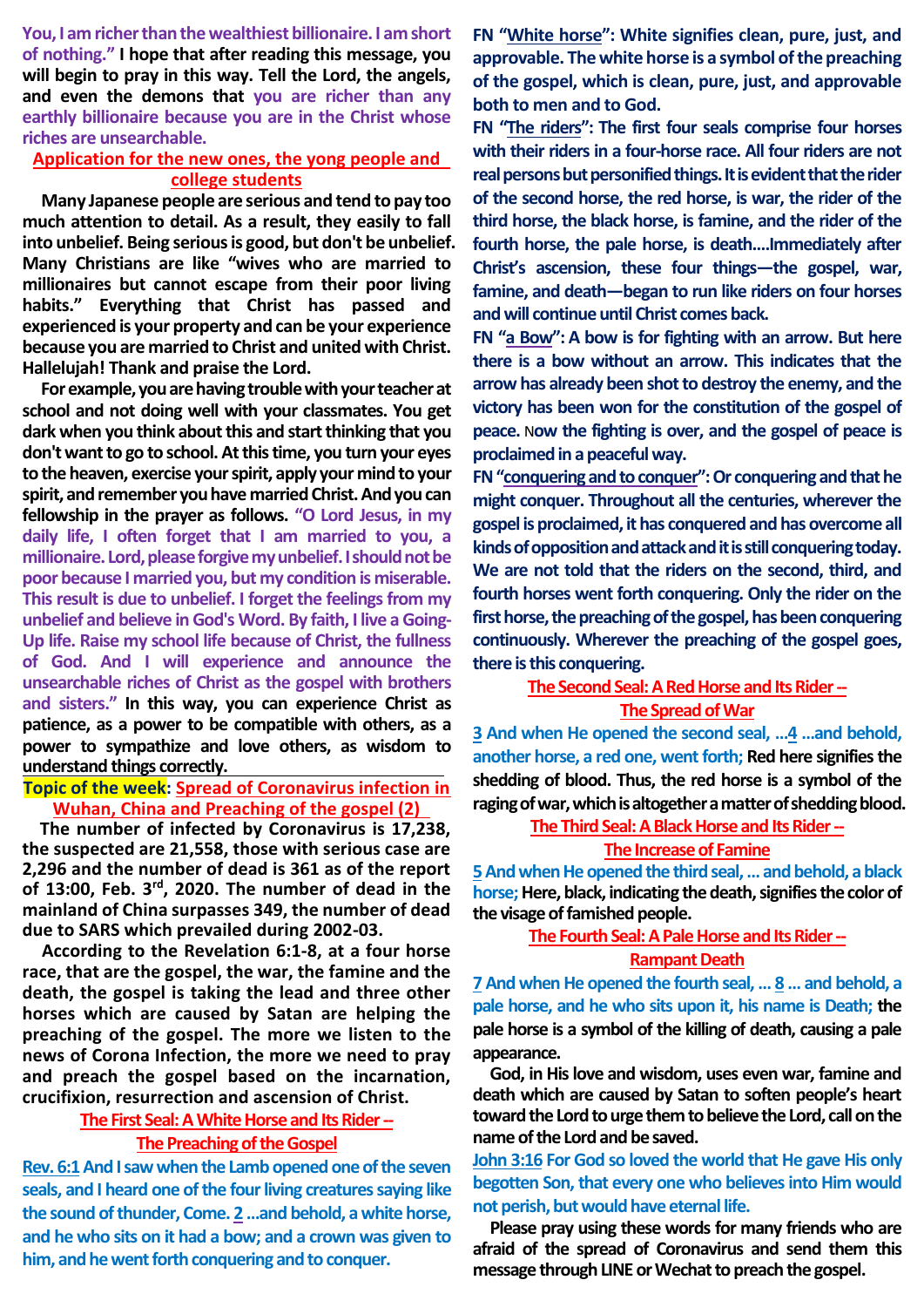You, I am richer than the wealthiest billionaire. I am short of nothing." I hope that after reading this message, you will begin to pray in this way. Tell the Lord, the angels, and even the demons that you are richer than any earthly billionaire because you are in the Christ whose riches are unsearchable.

## Application for the new ones, the yong people and college students

Many Japanese people are serious and tend to pay too much attention to detail. As a result, they easily to fall into unbelief. Being serious is good, but don't be unbelief. Many Christians are like "wives who are married to millionaires but cannot escape from their poor living habits." Everything that Christ has passed and experienced is your property and can be your experience because you are married to Christ and united with Christ. Hallelujah! Thank and praise the Lord.

For example, you are having trouble with your teacher at school and not doing well with your classmates. You get dark when you think about this and start thinking that you don't want to go to school. At this time, you turn your eyes to the heaven, exercise your spirit, apply your mind to your spirit, and remember you have married Christ. And you can fellowship in the prayer as follows. "O Lord Jesus, in my daily life, I often forget that I am married to you, a millionaire. Lord, please forgive my unbelief. I should not be poor because I married you, but my condition is miserable. This result is due to unbelief. I forget the feelings from my unbelief and believe in God's Word. By faith, I live a Going-Up life. Raise my school life because of Christ, the fullness of God. And I will experience and announce the unsearchable riches of Christ as the gospel with brothers and sisters." In this way, you can experience Christ as patience, as a power to be compatible with others, as a power to sympathize and love others, as wisdom to understand things correctly.

## Topic of the week: Spread of Coronavirus infection in Wuhan, China and Preaching of the gospel (2)

The number of infected by Coronavirus is 17,238, the suspected are 21,558, those with serious case are 2,296 and the number of dead is 361 as of the report of 13:00, Feb. 3rd, 2020. The number of dead in the mainland of China surpasses 349, the number of dead due to SARS which prevailed during 2002-03.

According to the Revelation 6:1-8, at a four horse race, that are the gospel, the war, the famine and the death, the gospel is taking the lead and three other horses which are caused by Satan are helping the preaching of the gospel. The more we listen to the news of Corona Infection, the more we need to pray and preach the gospel based on the incarnation, crucifixion, resurrection and ascension of Christ.

### The First Seal: A White Horse and Its Rider -- The Preaching of the Gospel

Rev. 6:1 And I saw when the Lamb opened one of the seven seals, and I heard one of the four living creatures saying like the sound of thunder, Come. 2 ...and behold, a white horse, and he who sits on it had a bow; and a crown was given to him, and he went forth conquering and to conquer.

FN "White horse": White signifies clean, pure, just, and approvable. The white horse is a symbol of the preaching of the gospel, which is clean, pure, just, and approvable both to men and to God.

FN "The riders": The first four seals comprise four horses with their riders in a four-horse race. All four riders are not real persons but personified things. It is evident that the rider of the second horse, the red horse, is war, the rider of the third horse, the black horse, is famine, and the rider of the fourth horse, the pale horse, is death....Immediately after Christ's ascension, these four things—the gospel, war, famine, and death—began to run like riders on four horses and will continue until Christ comes back.

FN "a Bow": A bow is for fighting with an arrow. But here there is a bow without an arrow. This indicates that the arrow has already been shot to destroy the enemy, and the victory has been won for the constitution of the gospel of peace. Now the fighting is over, and the gospel of peace is proclaimed in a peaceful way.

FN "conquering and to conquer": Or conquering and that he might conquer. Throughout all the centuries, wherever the gospel is proclaimed, it has conquered and has overcome all kinds of opposition and attack and it is still conquering today. We are not told that the riders on the second, third, and fourth horses went forth conquering. Only the rider on the first horse, the preaching of the gospel, has been conquering continuously. Wherever the preaching of the gospel goes, there is this conquering.

### The Second Seal: A Red Horse and Its Rider -- The Spread of War

3 And when He opened the second seal, ...4 ...and behold, another horse, a red one, went forth; Red here signifies the shedding of blood. Thus, the red horse is a symbol of the raging of war, which is altogether a matter of shedding blood.

### The Third Seal: A Black Horse and Its Rider -- The Increase of Famine

5 And when He opened the third seal, ... and behold, a black horse; Here, black, indicating the death, signifies the color of the visage of famished people.

### The Fourth Seal: A Pale Horse and Its Rider -- Rampant Death

7 And when He opened the fourth seal, ... 8 ... and behold, a pale horse, and he who sits upon it, his name is Death; the pale horse is a symbol of the killing of death, causing a pale appearance.

God, in His love and wisdom, uses even war, famine and death which are caused by Satan to soften people's heart toward the Lord to urge them to believe the Lord, call on the name of the Lord and be saved.

John 3:16 For God so loved the world that He gave His only begotten Son, that every one who believes into Him would not perish, but would have eternal life.

Please pray using these words for many friends who are afraid of the spread of Coronavirus and send them this message through LINE or Wechat to preach the gospel.